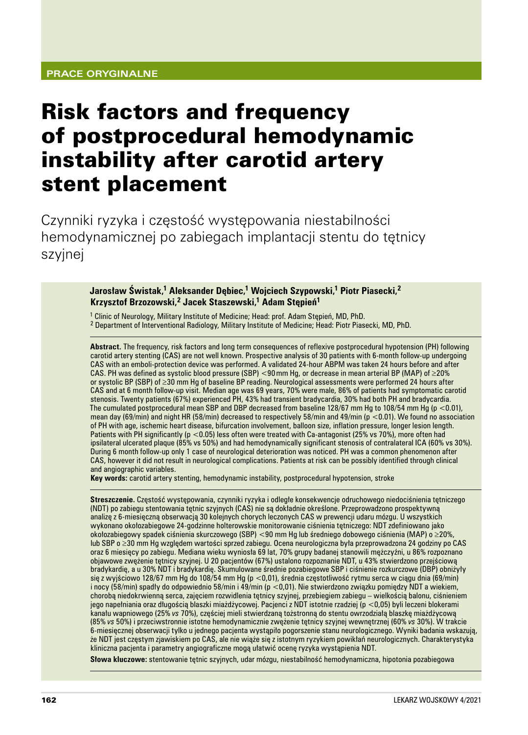PRACE ORYGINALNE

# Risk factors and frequency of postprocedural hemodynamic instability after carotid artery stent placement

## Czynniki ryzyka i częstość występowania niestabilności hemodynamicznej po zabiegach implantacji stentu do tętnicy szyjnej

**Jarosław Świstak,[1] Aleksander Dębiec,[1] Wojciech Szypowski,[1] Piotr Piasecki,[2] Krzysztof Brzozowski,[2] Jacek Staszewski,[1] Adam Stępień[1]**

[1] Clinic of Neurology, Military Institute of Medicine; Head: prof. Adam Stępień, MD, PhD.
[2] Department of Interventional Radiology, Military Institute of Medicine; Head: Piotr Piasecki, MD, PhD.

**Abstract.** The frequency, risk factors and long term consequences of reflexive postprocedural hypotension (PH) following carotid artery stenting (CAS) are not well known. Prospective analysis of 30 patients with 6-month follow-up undergoing CAS with an emboli-protection device was performed. A validated 24-hour ABPM was taken 24 hours before and after CAS. PH was defined as systolic blood pressure (SBP) <90 mm Hg, or decrease in mean arterial BP (MAP) of ≥20% or systolic BP (SBP) of ≥30 mm Hg of baseline BP reading. Neurological assessments were performed 24 hours after CAS and at 6 month follow-up visit. Median age was 69 years, 70% were male, 86% of patients had symptomatic carotid stenosis. Twenty patients (67%) experienced PH, 43% had transient bradycardia, 30% had both PH and bradycardia. The cumulated postprocedural mean SBP and DBP decreased from baseline 128/67 mm Hg to 108/54 mm Hg ($p < 0.01$), mean day (69/min) and night HR (58/min) decreased to respectively 58/min and 49/min ($p < 0.01$). We found no association of PH with age, ischemic heart disease, bifurcation involvement, balloon size, inflation pressure, longer lesion length. Patients with PH significantly ($p < 0.05$) less often were treated with Ca-antagonist (25% vs 70%), more often had ipsilateral ulcerated plaque (85% vs 50%) and had hemodynamically significant stenosis of contralateral ICA (60% vs 30%). During 6 month follow-up only 1 case of neurological deterioration was noticed. PH was a common phenomenon after CAS, however it did not result in neurological complications. Patients at risk can be possibly identified through clinical and angiographic variables.

**Key words:** carotid artery stenting, hemodynamic instability, postprocedural hypotension, stroke

**Streszczenie.** Częstość występowania, czynniki ryzyka i odległe konsekwencje odruchowego niedociśnienia tętniczego (NDT) po zabiegu stentowania tętnic szyjnych (CAS) nie są dokładnie określone. Przeprowadzono prospektywną analizę z 6-miesięczną obserwacją 30 kolejnych chorych leczonych CAS w prewencji udaru mózgu. U wszystkich wykonano okołozabiegowe 24-godzinne holterowskie monitorowanie ciśnienia tętniczego: NDT zdefiniowano jako okołozabiegowy spadek ciśnienia skurczowego (SBP) <90 mm Hg lub średniego dobowego ciśnienia (MAP) o ≥20%, lub SBP o ≥30 mm Hg względem wartości sprzed zabiegu. Ocena neurologiczna była przeprowadzona 24 godziny po CAS oraz 6 miesięcy po zabiegu. Mediana wieku wyniosła 69 lat, 70% grupy badanej stanowili mężczyźni, u 86% rozpoznano objawowe zwężenie tętnicy szyjnej. U 20 pacjentów (67%) ustalono rozpoznanie NDT, u 43% stwierdzono przejściową bradykardię, a u 30% NDT i bradykardię. Skumulowane średnie pozabiegowe SBP i ciśnienie rozkurczowe (DBP) obniżyły się z wyjściowo 128/67 mm Hg do 108/54 mm Hg ($p < 0{,}01$), średnia częstotliwość rytmu serca w ciągu dnia (69/min) i nocy (58/min) spadły do odpowiednio 58/min i 49/min ($p < 0{,}01$). Nie stwierdzono związku pomiędzy NDT a wiekiem, chorobą niedokrwienną serca, zajęciem rozwidlenia tętnicy szyjnej, przebiegiem zabiegu – wielkością balonu, ciśnieniem jego napełniania oraz długością blaszki miażdżycowej. Pacjenci z NDT istotnie rzadziej ($p < 0{,}05$) byli leczeni blokerami kanału wapniowego (25% *vs* 70%), częściej mieli stwierdzaną tożstronną do stentu owrzodziałą blaszkę miażdżycową (85% *vs* 50%) i przeciwstronnie istotne hemodynamicznie zwężenie tętnicy szyjnej wewnętrznej (60% *vs* 30%). W trakcie 6-miesięcznej obserwacji tylko u jednego pacjenta wystąpiło pogorszenie stanu neurologicznego. Wyniki badania wskazują, że NDT jest częstym zjawiskiem po CAS, ale nie wiąże się z istotnym ryzykiem powikłań neurologicznych. Charakterystyka kliniczna pacjenta i parametry angiograficzne mogą ułatwić ocenę ryzyka wystąpienia NDT.

**Słowa kluczowe:** stentowanie tętnic szyjnych, udar mózgu, niestabilność hemodynamiczna, hipotonia pozabiegowa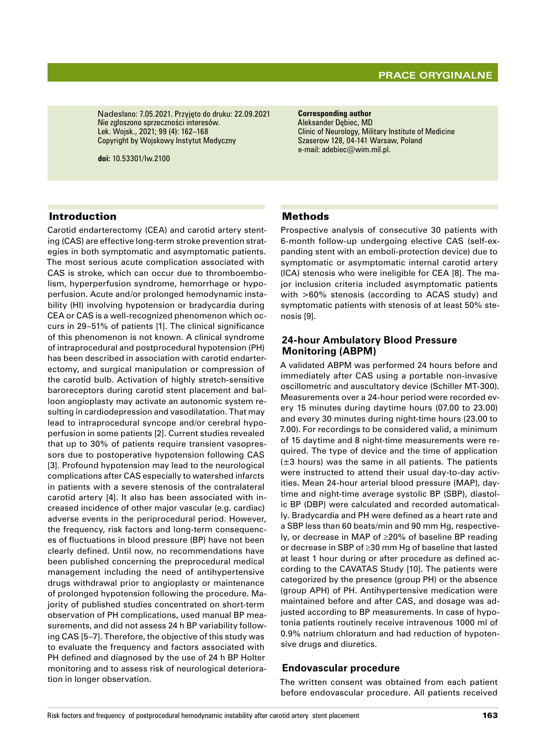PRACE ORYGINALNE

Nadesłano: 7.05.2021. Przyjęto do druku: 22.09.2021
Nie zgłoszono sprzeczności interesów.
Lek. Wojsk., 2021; 99 (4): 162–168
Copyright by Wojskowy Instytut Medyczny

**doi:** 10.53301/lw.2100

**Corresponding author**
Aleksander Dębiec, MD
Clinic of Neurology, Military Institute of Medicine
Szaserow 128, 04-141 Warsaw, Poland
e-mail: adebiec@wim.mil.pl.

## Introduction

Carotid endarterectomy (CEA) and carotid artery stenting (CAS) are effective long-term stroke prevention strategies in both symptomatic and asymptomatic patients. The most serious acute complication associated with CAS is stroke, which can occur due to thromboembolism, hyperperfusion syndrome, hemorrhage or hypoperfusion. Acute and/or prolonged hemodynamic instability (HI) involving hypotension or bradycardia during CEA or CAS is a well-recognized phenomenon which occurs in 29–51% of patients [1]. The clinical significance of this phenomenon is not known. A clinical syndrome of intraprocedural and postprocedural hypotension (PH) has been described in association with carotid endarterectomy, and surgical manipulation or compression of the carotid bulb. Activation of highly stretch-sensitive baroreceptors during carotid stent placement and balloon angioplasty may activate an autonomic system resulting in cardiodepression and vasodilatation. That may lead to intraprocedural syncope and/or cerebral hypoperfusion in some patients [2]. Current studies revealed that up to 30% of patients require transient vasopressors due to postoperative hypotension following CAS [3]. Profound hypotension may lead to the neurological complications after CAS especially to watershed infarcts in patients with a severe stenosis of the contralateral carotid artery [4]. It also has been associated with increased incidence of other major vascular (e.g. cardiac) adverse events in the periprocedural period. However, the frequency, risk factors and long-term consequences of fluctuations in blood pressure (BP) have not been clearly defined. Until now, no recommendations have been published concerning the preprocedural medical management including the need of antihypertensive drugs withdrawal prior to angioplasty or maintenance of prolonged hypotension following the procedure. Majority of published studies concentrated on short-term observation of PH complications, used manual BP measurements, and did not assess 24 h BP variability following CAS [5–7]. Therefore, the objective of this study was to evaluate the frequency and factors associated with PH defined and diagnosed by the use of 24 h BP Holter monitoring and to assess risk of neurological deterioration in longer observation.

## Methods

Prospective analysis of consecutive 30 patients with 6-month follow-up undergoing elective CAS (self-expanding stent with an emboli-protection device) due to symptomatic or asymptomatic internal carotid artery (ICA) stenosis who were ineligible for CEA [8]. The major inclusion criteria included asymptomatic patients with >60% stenosis (according to ACAS study) and symptomatic patients with stenosis of at least 50% stenosis [9].

### 24-hour Ambulatory Blood Pressure Monitoring (ABPM)

A validated ABPM was performed 24 hours before and immediately after CAS using a portable non-invasive oscillometric and auscultatory device (Schiller MT-300). Measurements over a 24-hour period were recorded every 15 minutes during daytime hours (07.00 to 23.00) and every 30 minutes during night-time hours (23.00 to 7.00). For recordings to be considered valid, a minimum of 15 daytime and 8 night-time measurements were required. The type of device and the time of application (±3 hours) was the same in all patients. The patients were instructed to attend their usual day-to-day activities. Mean 24-hour arterial blood pressure (MAP), daytime and night-time average systolic BP (SBP), diastolic BP (DBP) were calculated and recorded automatically. Bradycardia and PH were defined as a heart rate and a SBP less than 60 beats/min and 90 mm Hg, respectively, or decrease in MAP of ≥20% of baseline BP reading or decrease in SBP of ≥30 mm Hg of baseline that lasted at least 1 hour during or after procedure as defined according to the CAVATAS Study [10]. The patients were categorized by the presence (group PH) or the absence (group APH) of PH. Antihypertensive medication were maintained before and after CAS, and dosage was adjusted according to BP measurements. In case of hypotonia patients routinely receive intravenous 1000 ml of 0.9% natrium chloratum and had reduction of hypotensive drugs and diuretics.

### Endovascular procedure

The written consent was obtained from each patient before endovascular procedure. All patients received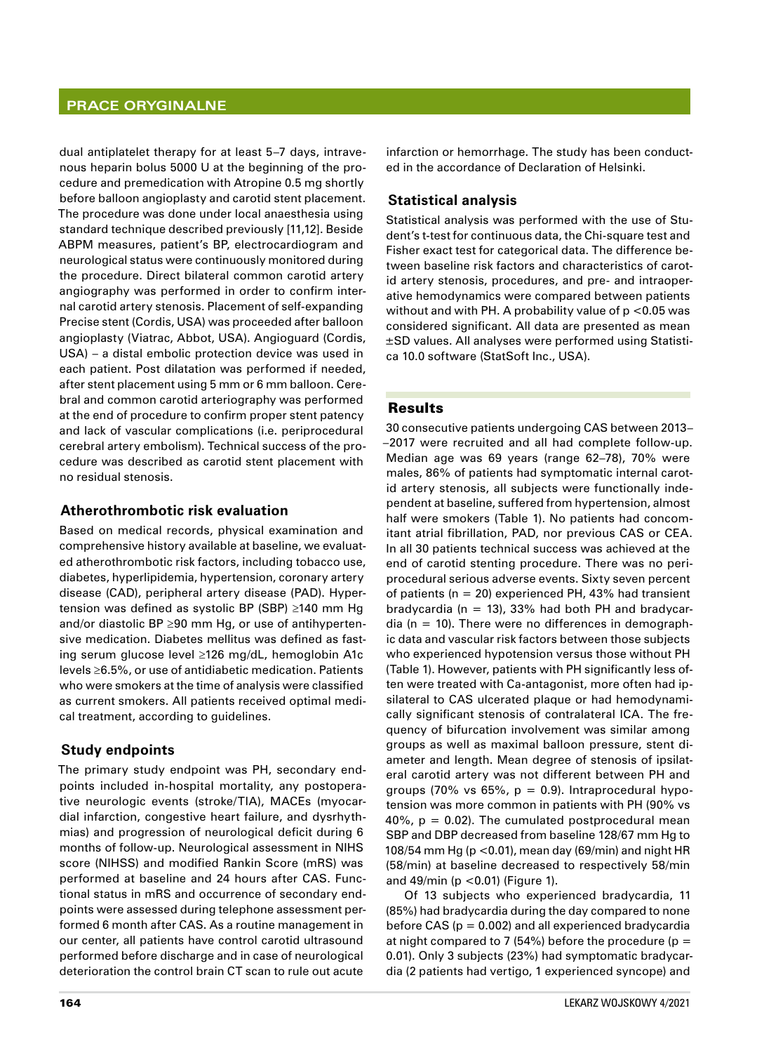dual antiplatelet therapy for at least 5–7 days, intravenous heparin bolus 5000 U at the beginning of the procedure and premedication with Atropine 0.5 mg shortly before balloon angioplasty and carotid stent placement. The procedure was done under local anaesthesia using standard technique described previously [11,12]. Beside ABPM measures, patient's BP, electrocardiogram and neurological status were continuously monitored during the procedure. Direct bilateral common carotid artery angiography was performed in order to confirm internal carotid artery stenosis. Placement of self-expanding Precise stent (Cordis, USA) was proceeded after balloon angioplasty (Viatrac, Abbot, USA). Angioguard (Cordis, USA) – a distal embolic protection device was used in each patient. Post dilatation was performed if needed, after stent placement using 5 mm or 6 mm balloon. Cerebral and common carotid arteriography was performed at the end of procedure to confirm proper stent patency and lack of vascular complications (i.e. periprocedural cerebral artery embolism). Technical success of the procedure was described as carotid stent placement with no residual stenosis.

## Atherothrombotic risk evaluation

Based on medical records, physical examination and comprehensive history available at baseline, we evaluated atherothrombotic risk factors, including tobacco use, diabetes, hyperlipidemia, hypertension, coronary artery disease (CAD), peripheral artery disease (PAD). Hypertension was defined as systolic BP (SBP) ≥140 mm Hg and/or diastolic BP ≥90 mm Hg, or use of antihypertensive medication. Diabetes mellitus was defined as fasting serum glucose level ≥126 mg/dL, hemoglobin A1c levels ≥6.5%, or use of antidiabetic medication. Patients who were smokers at the time of analysis were classified as current smokers. All patients received optimal medical treatment, according to guidelines.

## Study endpoints

The primary study endpoint was PH, secondary endpoints included in-hospital mortality, any postoperative neurologic events (stroke/TIA), MACEs (myocardial infarction, congestive heart failure, and dysrhythmias) and progression of neurological deficit during 6 months of follow-up. Neurological assessment in NIHS score (NIHSS) and modified Rankin Score (mRS) was performed at baseline and 24 hours after CAS. Functional status in mRS and occurrence of secondary endpoints were assessed during telephone assessment performed 6 month after CAS. As a routine management in our center, all patients have control carotid ultrasound performed before discharge and in case of neurological deterioration the control brain CT scan to rule out acute infarction or hemorrhage. The study has been conducted in the accordance of Declaration of Helsinki.

## Statistical analysis

Statistical analysis was performed with the use of Student's t-test for continuous data, the Chi-square test and Fisher exact test for categorical data. The difference between baseline risk factors and characteristics of carotid artery stenosis, procedures, and pre- and intraoperative hemodynamics were compared between patients without and with PH. A probability value of $p < 0.05$ was considered significant. All data are presented as mean ±SD values. All analyses were performed using Statistica 10.0 software (StatSoft Inc., USA).

## Results

30 consecutive patients undergoing CAS between 2013–2017 were recruited and all had complete follow-up. Median age was 69 years (range 62–78), 70% were males, 86% of patients had symptomatic internal carotid artery stenosis, all subjects were functionally independent at baseline, suffered from hypertension, almost half were smokers (Table 1). No patients had concomitant atrial fibrillation, PAD, nor previous CAS or CEA. In all 30 patients technical success was achieved at the end of carotid stenting procedure. There was no periprocedural serious adverse events. Sixty seven percent of patients (n = 20) experienced PH, 43% had transient bradycardia (n = 13), 33% had both PH and bradycardia (n = 10). There were no differences in demographic data and vascular risk factors between those subjects who experienced hypotension versus those without PH (Table 1). However, patients with PH significantly less often were treated with Ca-antagonist, more often had ipsilateral to CAS ulcerated plaque or had hemodynamically significant stenosis of contralateral ICA. The frequency of bifurcation involvement was similar among groups as well as maximal balloon pressure, stent diameter and length. Mean degree of stenosis of ipsilateral carotid artery was not different between PH and groups (70% vs 65%, $p = 0.9$). Intraprocedural hypotension was more common in patients with PH (90% vs 40%, $p = 0.02$). The cumulated postprocedural mean SBP and DBP decreased from baseline 128/67 mm Hg to 108/54 mm Hg ($p < 0.01$), mean day (69/min) and night HR (58/min) at baseline decreased to respectively 58/min and 49/min ($p < 0.01$) (Figure 1).

Of 13 subjects who experienced bradycardia, 11 (85%) had bradycardia during the day compared to none before CAS ($p = 0.002$) and all experienced bradycardia at night compared to 7 (54%) before the procedure ($p = 0.01$). Only 3 subjects (23%) had symptomatic bradycardia (2 patients had vertigo, 1 experienced syncope) and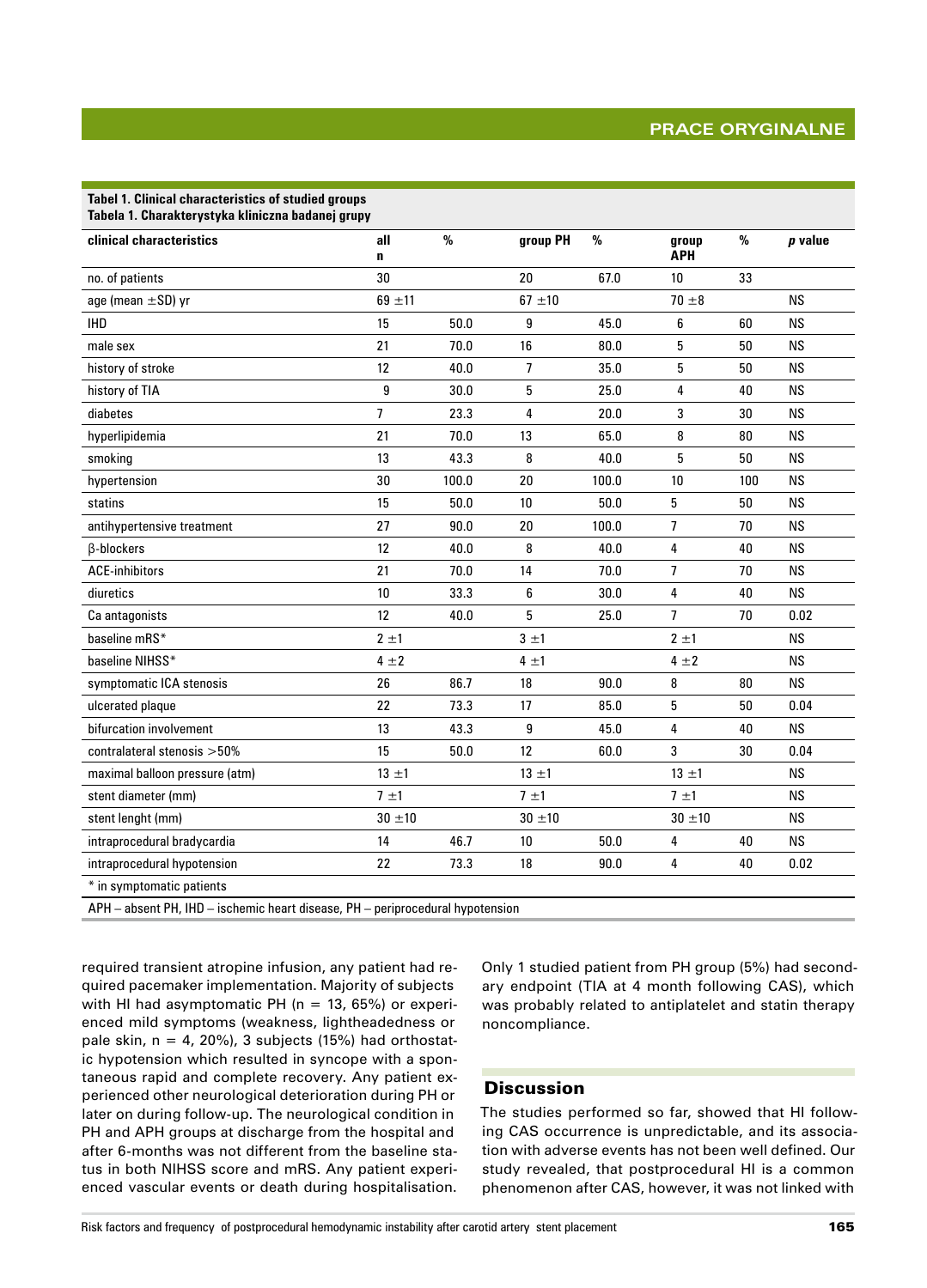**Tabel 1. Clinical characteristics of studied groups**
**Tabela 1. Charakterystyka kliniczna badanej grupy**

| clinical characteristics | all n | % | group PH | % | group APH | % | *p* value |
|---|---|---|---|---|---|---|---|
| no. of patients | 30 | | 20 | 67.0 | 10 | 33 | |
| age (mean ±SD) yr | 69 ±11 | | 67 ±10 | | 70 ±8 | | NS |
| IHD | 15 | 50.0 | 9 | 45.0 | 6 | 60 | NS |
| male sex | 21 | 70.0 | 16 | 80.0 | 5 | 50 | NS |
| history of stroke | 12 | 40.0 | 7 | 35.0 | 5 | 50 | NS |
| history of TIA | 9 | 30.0 | 5 | 25.0 | 4 | 40 | NS |
| diabetes | 7 | 23.3 | 4 | 20.0 | 3 | 30 | NS |
| hyperlipidemia | 21 | 70.0 | 13 | 65.0 | 8 | 80 | NS |
| smoking | 13 | 43.3 | 8 | 40.0 | 5 | 50 | NS |
| hypertension | 30 | 100.0 | 20 | 100.0 | 10 | 100 | NS |
| statins | 15 | 50.0 | 10 | 50.0 | 5 | 50 | NS |
| antihypertensive treatment | 27 | 90.0 | 20 | 100.0 | 7 | 70 | NS |
| β-blockers | 12 | 40.0 | 8 | 40.0 | 4 | 40 | NS |
| ACE-inhibitors | 21 | 70.0 | 14 | 70.0 | 7 | 70 | NS |
| diuretics | 10 | 33.3 | 6 | 30.0 | 4 | 40 | NS |
| Ca antagonists | 12 | 40.0 | 5 | 25.0 | 7 | 70 | 0.02 |
| baseline mRS* | 2 ±1 | | 3 ±1 | | 2 ±1 | | NS |
| baseline NIHSS* | 4 ±2 | | 4 ±1 | | 4 ±2 | | NS |
| symptomatic ICA stenosis | 26 | 86.7 | 18 | 90.0 | 8 | 80 | NS |
| ulcerated plaque | 22 | 73.3 | 17 | 85.0 | 5 | 50 | 0.04 |
| bifurcation involvement | 13 | 43.3 | 9 | 45.0 | 4 | 40 | NS |
| contralateral stenosis >50% | 15 | 50.0 | 12 | 60.0 | 3 | 30 | 0.04 |
| maximal balloon pressure (atm) | 13 ±1 | | 13 ±1 | | 13 ±1 | | NS |
| stent diameter (mm) | 7 ±1 | | 7 ±1 | | 7 ±1 | | NS |
| stent lenght (mm) | 30 ±10 | | 30 ±10 | | 30 ±10 | | NS |
| intraprocedural bradycardia | 14 | 46.7 | 10 | 50.0 | 4 | 40 | NS |
| intraprocedural hypotension | 22 | 73.3 | 18 | 90.0 | 4 | 40 | 0.02 |

\* in symptomatic patients

APH – absent PH, IHD – ischemic heart disease, PH – periprocedural hypotension

required transient atropine infusion, any patient had required pacemaker implementation. Majority of subjects with HI had asymptomatic PH (n = 13, 65%) or experienced mild symptoms (weakness, lightheadedness or pale skin, n = 4, 20%), 3 subjects (15%) had orthostatic hypotension which resulted in syncope with a spontaneous rapid and complete recovery. Any patient experienced other neurological deterioration during PH or later on during follow-up. The neurological condition in PH and APH groups at discharge from the hospital and after 6-months was not different from the baseline status in both NIHSS score and mRS. Any patient experienced vascular events or death during hospitalisation. Only 1 studied patient from PH group (5%) had secondary endpoint (TIA at 4 month following CAS), which was probably related to antiplatelet and statin therapy noncompliance.

## Discussion

The studies performed so far, showed that HI following CAS occurrence is unpredictable, and its association with adverse events has not been well defined. Our study revealed, that postprocedural HI is a common phenomenon after CAS, however, it was not linked with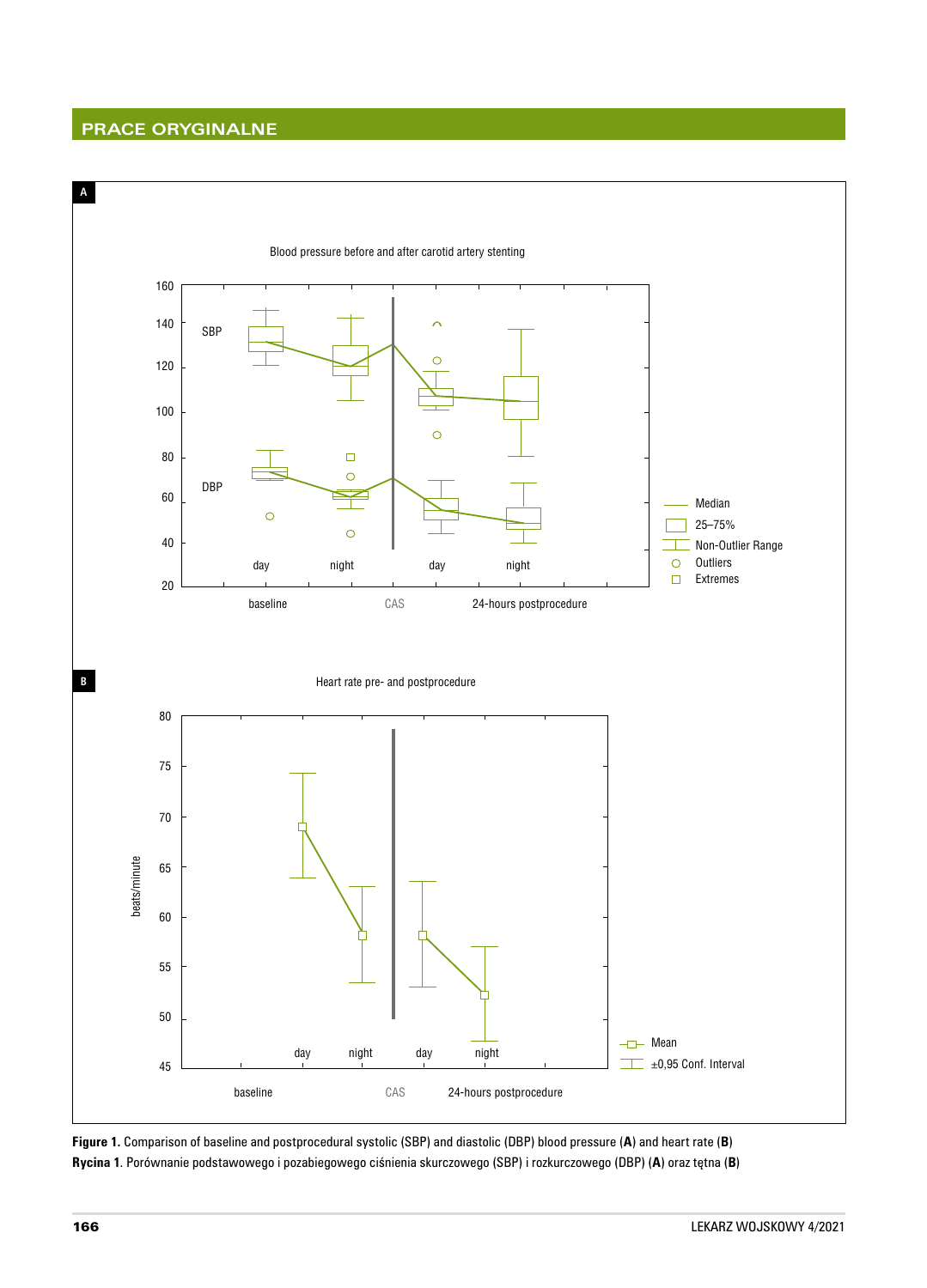Figure 1. Comparison of baseline and postprocedural systolic (SBP) and diastolic (DBP) blood pressure (**A**) and heart rate (**B**)

**Rycina 1**. Porównanie podstawowego i pozabiegowego ciśnienia skurczowego (SBP) i rozkurczowego (DBP) (**A**) oraz tętna (**B**)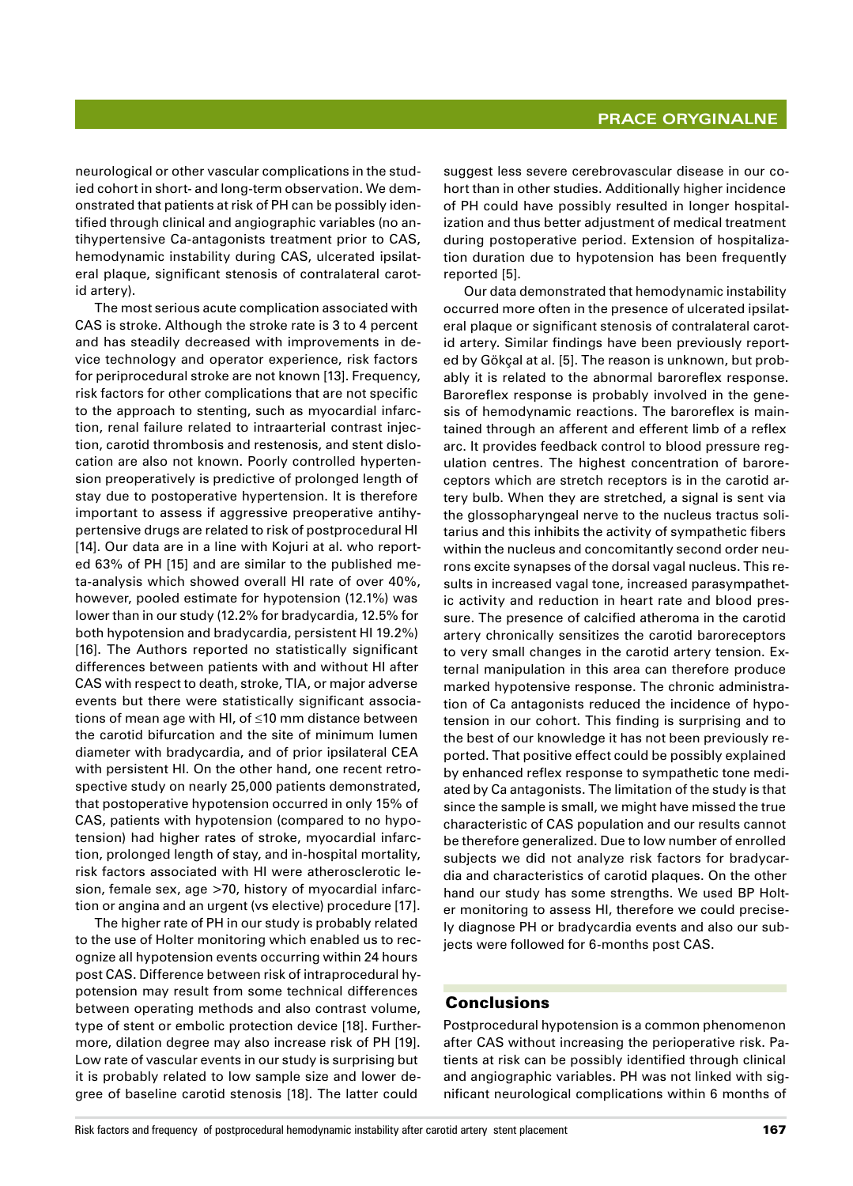neurological or other vascular complications in the studied cohort in short- and long-term observation. We demonstrated that patients at risk of PH can be possibly identified through clinical and angiographic variables (no antihypertensive Ca-antagonists treatment prior to CAS, hemodynamic instability during CAS, ulcerated ipsilateral plaque, significant stenosis of contralateral carotid artery).

The most serious acute complication associated with CAS is stroke. Although the stroke rate is 3 to 4 percent and has steadily decreased with improvements in device technology and operator experience, risk factors for periprocedural stroke are not known [13]. Frequency, risk factors for other complications that are not specific to the approach to stenting, such as myocardial infarction, renal failure related to intraarterial contrast injection, carotid thrombosis and restenosis, and stent dislocation are also not known. Poorly controlled hypertension preoperatively is predictive of prolonged length of stay due to postoperative hypertension. It is therefore important to assess if aggressive preoperative antihypertensive drugs are related to risk of postprocedural HI [14]. Our data are in a line with Kojuri at al. who reported 63% of PH [15] and are similar to the published meta-analysis which showed overall HI rate of over 40%, however, pooled estimate for hypotension (12.1%) was lower than in our study (12.2% for bradycardia, 12.5% for both hypotension and bradycardia, persistent HI 19.2%) [16]. The Authors reported no statistically significant differences between patients with and without HI after CAS with respect to death, stroke, TIA, or major adverse events but there were statistically significant associations of mean age with HI, of ≤10 mm distance between the carotid bifurcation and the site of minimum lumen diameter with bradycardia, and of prior ipsilateral CEA with persistent HI. On the other hand, one recent retrospective study on nearly 25,000 patients demonstrated, that postoperative hypotension occurred in only 15% of CAS, patients with hypotension (compared to no hypotension) had higher rates of stroke, myocardial infarction, prolonged length of stay, and in-hospital mortality, risk factors associated with HI were atherosclerotic lesion, female sex, age >70, history of myocardial infarction or angina and an urgent (vs elective) procedure [17].

The higher rate of PH in our study is probably related to the use of Holter monitoring which enabled us to recognize all hypotension events occurring within 24 hours post CAS. Difference between risk of intraprocedural hypotension may result from some technical differences between operating methods and also contrast volume, type of stent or embolic protection device [18]. Furthermore, dilation degree may also increase risk of PH [19]. Low rate of vascular events in our study is surprising but it is probably related to low sample size and lower degree of baseline carotid stenosis [18]. The latter could suggest less severe cerebrovascular disease in our cohort than in other studies. Additionally higher incidence of PH could have possibly resulted in longer hospitalization and thus better adjustment of medical treatment during postoperative period. Extension of hospitalization duration due to hypotension has been frequently reported [5].

Our data demonstrated that hemodynamic instability occurred more often in the presence of ulcerated ipsilateral plaque or significant stenosis of contralateral carotid artery. Similar findings have been previously reported by Gökçal at al. [5]. The reason is unknown, but probably it is related to the abnormal baroreflex response. Baroreflex response is probably involved in the genesis of hemodynamic reactions. The baroreflex is maintained through an afferent and efferent limb of a reflex arc. It provides feedback control to blood pressure regulation centres. The highest concentration of baroreceptors which are stretch receptors is in the carotid artery bulb. When they are stretched, a signal is sent via the glossopharyngeal nerve to the nucleus tractus solitarius and this inhibits the activity of sympathetic fibers within the nucleus and concomitantly second order neurons excite synapses of the dorsal vagal nucleus. This results in increased vagal tone, increased parasympathetic activity and reduction in heart rate and blood pressure. The presence of calcified atheroma in the carotid artery chronically sensitizes the carotid baroreceptors to very small changes in the carotid artery tension. External manipulation in this area can therefore produce marked hypotensive response. The chronic administration of Ca antagonists reduced the incidence of hypotension in our cohort. This finding is surprising and to the best of our knowledge it has not been previously reported. That positive effect could be possibly explained by enhanced reflex response to sympathetic tone mediated by Ca antagonists. The limitation of the study is that since the sample is small, we might have missed the true characteristic of CAS population and our results cannot be therefore generalized. Due to low number of enrolled subjects we did not analyze risk factors for bradycardia and characteristics of carotid plaques. On the other hand our study has some strengths. We used BP Holter monitoring to assess HI, therefore we could precisely diagnose PH or bradycardia events and also our subjects were followed for 6-months post CAS.

## Conclusions

Postprocedural hypotension is a common phenomenon after CAS without increasing the perioperative risk. Patients at risk can be possibly identified through clinical and angiographic variables. PH was not linked with significant neurological complications within 6 months of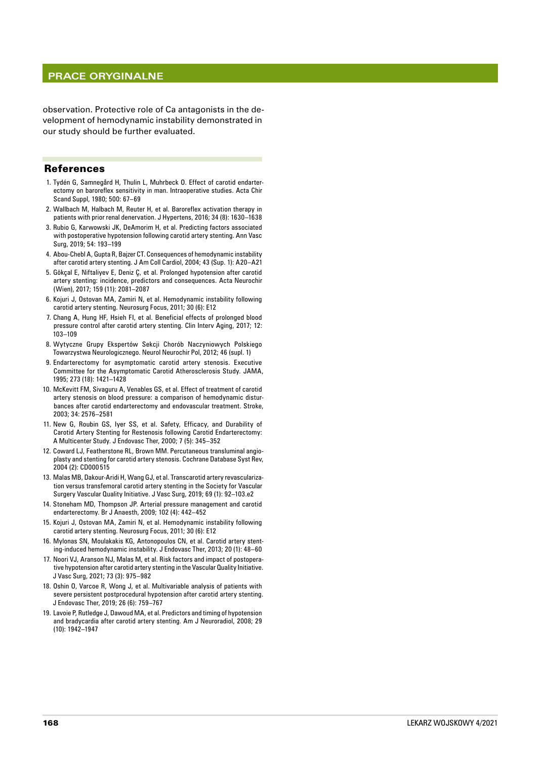observation. Protective role of Ca antagonists in the development of hemodynamic instability demonstrated in our study should be further evaluated.

## References

1. Tydén G, Samnegård H, Thulin L, Muhrbeck O. Effect of carotid endarterectomy on baroreflex sensitivity in man. Intraoperative studies. Acta Chir Scand Suppl, 1980; 500: 67–69
2. Wallbach M, Halbach M, Reuter H, et al. Baroreflex activation therapy in patients with prior renal denervation. J Hypertens, 2016; 34 (8): 1630–1638
3. Rubio G, Karwowski JK, DeAmorim H, et al. Predicting factors associated with postoperative hypotension following carotid artery stenting. Ann Vasc Surg, 2019; 54: 193–199
4. Abou-Chebl A, Gupta R, Bajzer CT. Consequences of hemodynamic instability after carotid artery stenting. J Am Coll Cardiol, 2004; 43 (Sup. 1): A20–A21
5. Gökçal E, Niftaliyev E, Deniz Ç, et al. Prolonged hypotension after carotid artery stenting: incidence, predictors and consequences. Acta Neurochir (Wien), 2017; 159 (11): 2081–2087
6. Kojuri J, Ostovan MA, Zamiri N, et al. Hemodynamic instability following carotid artery stenting. Neurosurg Focus, 2011; 30 (6): E12
7. Chang A, Hung HF, Hsieh FI, et al. Beneficial effects of prolonged blood pressure control after carotid artery stenting. Clin Interv Aging, 2017; 12: 103–109
8. Wytyczne Grupy Ekspertów Sekcji Chorób Naczyniowych Polskiego Towarzystwa Neurologicznego. Neurol Neurochir Pol, 2012; 46 (supl. 1)
9. Endarterectomy for asymptomatic carotid artery stenosis. Executive Committee for the Asymptomatic Carotid Atherosclerosis Study. JAMA, 1995; 273 (18): 1421–1428
10. McKevitt FM, Sivaguru A, Venables GS, et al. Effect of treatment of carotid artery stenosis on blood pressure: a comparison of hemodynamic disturbances after carotid endarterectomy and endovascular treatment. Stroke, 2003; 34: 2576–2581
11. New G, Roubin GS, Iyer SS, et al. Safety, Efficacy, and Durability of Carotid Artery Stenting for Restenosis following Carotid Endarterectomy: A Multicenter Study. J Endovasc Ther, 2000; 7 (5): 345–352
12. Coward LJ, Featherstone RL, Brown MM. Percutaneous transluminal angioplasty and stenting for carotid artery stenosis. Cochrane Database Syst Rev, 2004 (2): CD000515
13. Malas MB, Dakour-Aridi H, Wang GJ, et al. Transcarotid artery revascularization versus transfemoral carotid artery stenting in the Society for Vascular Surgery Vascular Quality Initiative. J Vasc Surg, 2019; 69 (1): 92–103.e2
14. Stoneham MD, Thompson JP. Arterial pressure management and carotid endarterectomy. Br J Anaesth, 2009; 102 (4): 442–452
15. Kojuri J, Ostovan MA, Zamiri N, et al. Hemodynamic instability following carotid artery stenting. Neurosurg Focus, 2011; 30 (6): E12
16. Mylonas SN, Moulakakis KG, Antonopoulos CN, et al. Carotid artery stenting-induced hemodynamic instability. J Endovasc Ther, 2013; 20 (1): 48–60
17. Noori VJ, Aranson NJ, Malas M, et al. Risk factors and impact of postoperative hypotension after carotid artery stenting in the Vascular Quality Initiative. J Vasc Surg, 2021; 73 (3): 975–982
18. Oshin O, Varcoe R, Wong J, et al. Multivariable analysis of patients with severe persistent postprocedural hypotension after carotid artery stenting. J Endovasc Ther, 2019; 26 (6): 759–767
19. Lavoie P, Rutledge J, Dawoud MA, et al. Predictors and timing of hypotension and bradycardia after carotid artery stenting. Am J Neuroradiol, 2008; 29 (10): 1942–1947